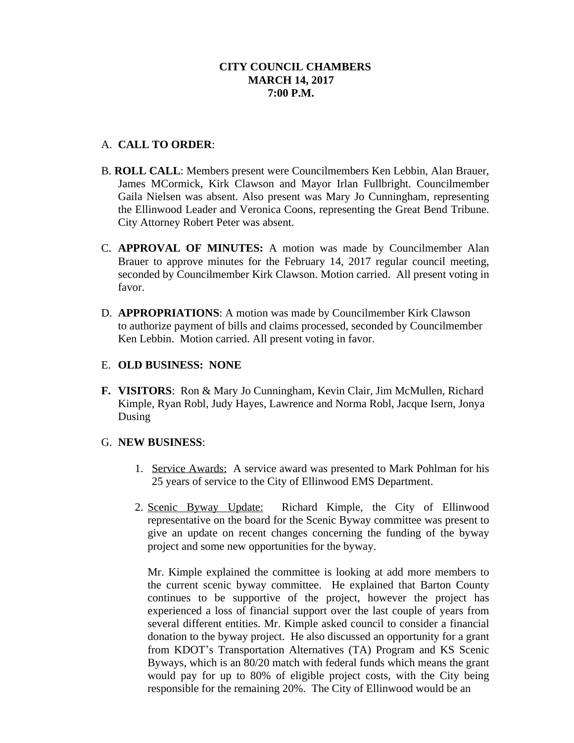**CITY COUNCIL CHAMBERS**
**MARCH 14, 2017**
**7:00 P.M.**

A. **CALL TO ORDER**:

B. **ROLL CALL**: Members present were Councilmembers Ken Lebbin, Alan Brauer, James MCormick, Kirk Clawson and Mayor Irlan Fullbright. Councilmember Gaila Nielsen was absent. Also present was Mary Jo Cunningham, representing the Ellinwood Leader and Veronica Coons, representing the Great Bend Tribune. City Attorney Robert Peter was absent.

C. **APPROVAL OF MINUTES:** A motion was made by Councilmember Alan Brauer to approve minutes for the February 14, 2017 regular council meeting, seconded by Councilmember Kirk Clawson. Motion carried. All present voting in favor.

D. **APPROPRIATIONS**: A motion was made by Councilmember Kirk Clawson to authorize payment of bills and claims processed, seconded by Councilmember Ken Lebbin. Motion carried. All present voting in favor.

E. **OLD BUSINESS: NONE**

**F. VISITORS**: Ron & Mary Jo Cunningham, Kevin Clair, Jim McMullen, Richard Kimple, Ryan Robl, Judy Hayes, Lawrence and Norma Robl, Jacque Isern, Jonya Dusing

G. **NEW BUSINESS**:

1. Service Awards: A service award was presented to Mark Pohlman for his 25 years of service to the City of Ellinwood EMS Department.

2. Scenic Byway Update: Richard Kimple, the City of Ellinwood representative on the board for the Scenic Byway committee was present to give an update on recent changes concerning the funding of the byway project and some new opportunities for the byway.

   Mr. Kimple explained the committee is looking at add more members to the current scenic byway committee. He explained that Barton County continues to be supportive of the project, however the project has experienced a loss of financial support over the last couple of years from several different entities. Mr. Kimple asked council to consider a financial donation to the byway project. He also discussed an opportunity for a grant from KDOT's Transportation Alternatives (TA) Program and KS Scenic Byways, which is an 80/20 match with federal funds which means the grant would pay for up to 80% of eligible project costs, with the City being responsible for the remaining 20%. The City of Ellinwood would be an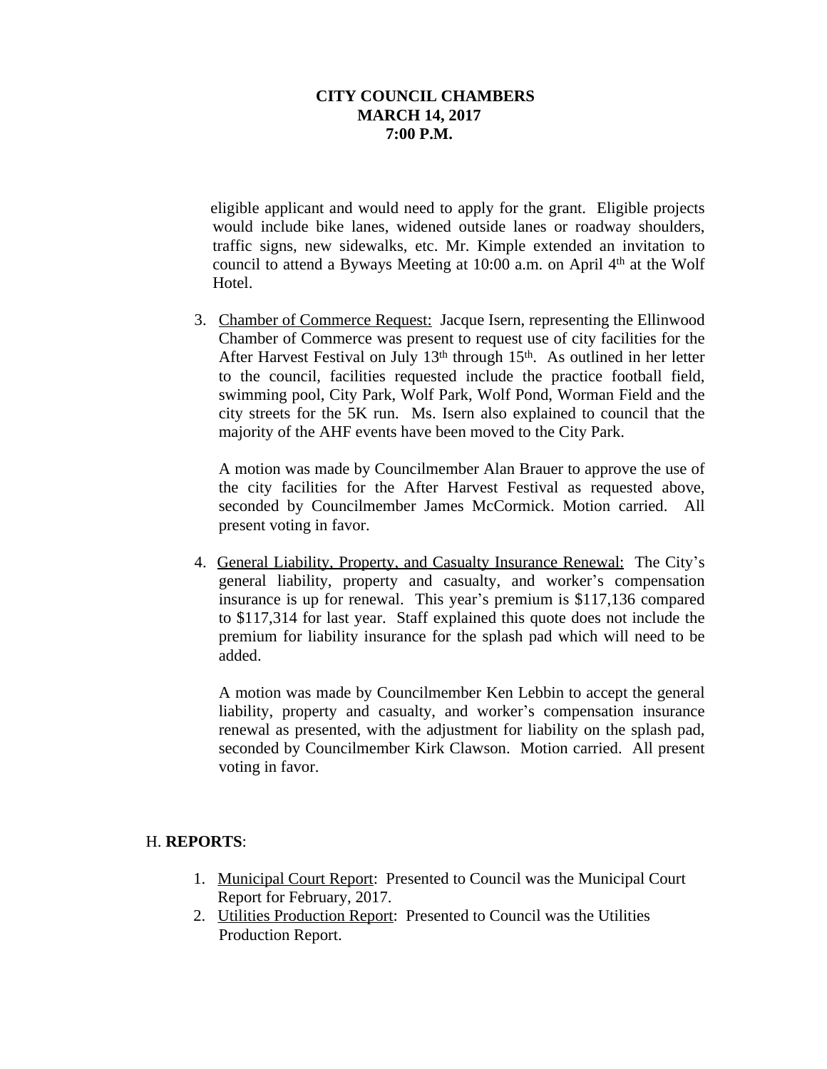**CITY COUNCIL CHAMBERS**
**MARCH 14, 2017**
**7:00 P.M.**

eligible applicant and would need to apply for the grant. Eligible projects would include bike lanes, widened outside lanes or roadway shoulders, traffic signs, new sidewalks, etc. Mr. Kimple extended an invitation to council to attend a Byways Meeting at 10:00 a.m. on April 4th at the Wolf Hotel.

3. Chamber of Commerce Request: Jacque Isern, representing the Ellinwood Chamber of Commerce was present to request use of city facilities for the After Harvest Festival on July 13th through 15th. As outlined in her letter to the council, facilities requested include the practice football field, swimming pool, City Park, Wolf Park, Wolf Pond, Worman Field and the city streets for the 5K run. Ms. Isern also explained to council that the majority of the AHF events have been moved to the City Park.

   A motion was made by Councilmember Alan Brauer to approve the use of the city facilities for the After Harvest Festival as requested above, seconded by Councilmember James McCormick. Motion carried. All present voting in favor.

4. General Liability, Property, and Casualty Insurance Renewal: The City's general liability, property and casualty, and worker's compensation insurance is up for renewal. This year's premium is $117,136 compared to $117,314 for last year. Staff explained this quote does not include the premium for liability insurance for the splash pad which will need to be added.

   A motion was made by Councilmember Ken Lebbin to accept the general liability, property and casualty, and worker's compensation insurance renewal as presented, with the adjustment for liability on the splash pad, seconded by Councilmember Kirk Clawson. Motion carried. All present voting in favor.

H. **REPORTS**:

1. Municipal Court Report: Presented to Council was the Municipal Court Report for February, 2017.
2. Utilities Production Report: Presented to Council was the Utilities Production Report.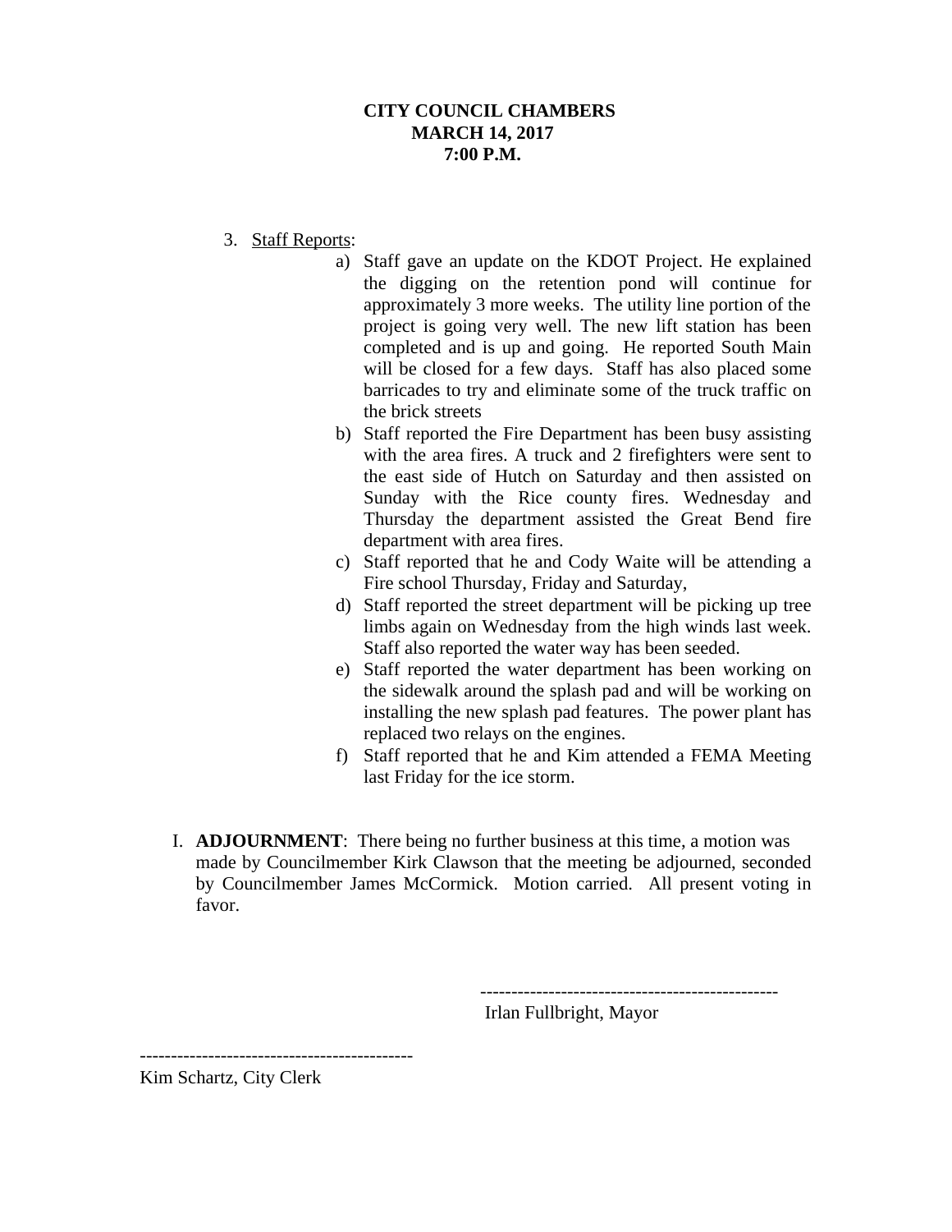**CITY COUNCIL CHAMBERS**
**MARCH 14, 2017**
**7:00 P.M.**

3. Staff Reports:
   a) Staff gave an update on the KDOT Project. He explained the digging on the retention pond will continue for approximately 3 more weeks. The utility line portion of the project is going very well. The new lift station has been completed and is up and going. He reported South Main will be closed for a few days. Staff has also placed some barricades to try and eliminate some of the truck traffic on the brick streets
   b) Staff reported the Fire Department has been busy assisting with the area fires. A truck and 2 firefighters were sent to the east side of Hutch on Saturday and then assisted on Sunday with the Rice county fires. Wednesday and Thursday the department assisted the Great Bend fire department with area fires.
   c) Staff reported that he and Cody Waite will be attending a Fire school Thursday, Friday and Saturday,
   d) Staff reported the street department will be picking up tree limbs again on Wednesday from the high winds last week. Staff also reported the water way has been seeded.
   e) Staff reported the water department has been working on the sidewalk around the splash pad and will be working on installing the new splash pad features. The power plant has replaced two relays on the engines.
   f) Staff reported that he and Kim attended a FEMA Meeting last Friday for the ice storm.

I. **ADJOURNMENT**: There being no further business at this time, a motion was made by Councilmember Kirk Clawson that the meeting be adjourned, seconded by Councilmember James McCormick. Motion carried. All present voting in favor.

------------------------------------------------
Irlan Fullbright, Mayor

--------------------------------------------
Kim Schartz, City Clerk